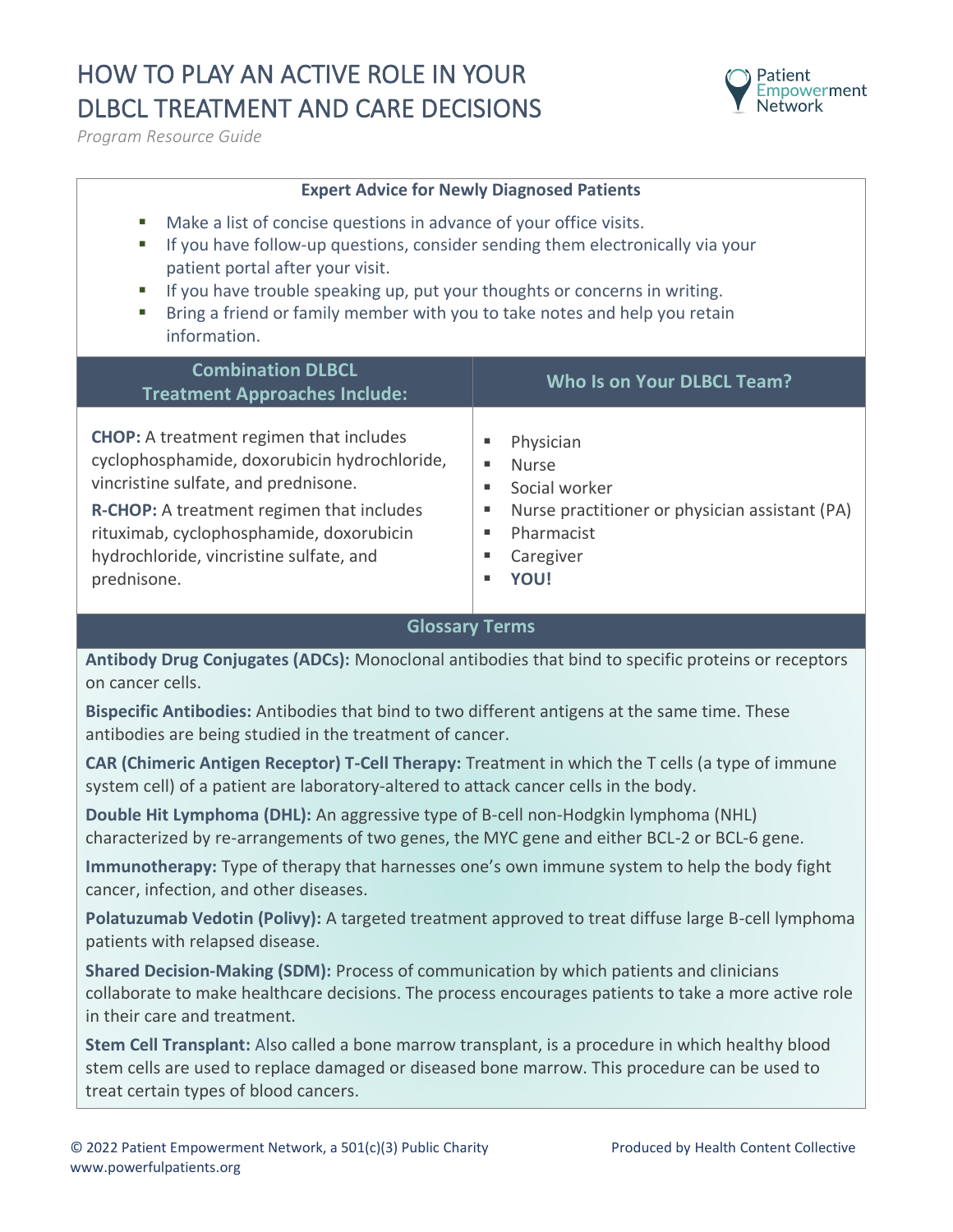# HOW TO PLAY AN ACTIVE ROLE IN YOUR DLBCL TREATMENT AND CARE DECISIONS

*Program Resource Guide*

**Expert Advice for Newly Diagnosed Patients**

- Make a list of concise questions in advance of your office visits.
- If you have follow-up questions, consider sending them electronically via your patient portal after your visit.
- If you have trouble speaking up, put your thoughts or concerns in writing.
- Bring a friend or family member with you to take notes and help you retain information.

## Combination DLBCL Treatment Approaches Include:

**CHOP:** A treatment regimen that includes cyclophosphamide, doxorubicin hydrochloride, vincristine sulfate, and prednisone.

**R-CHOP:** A treatment regimen that includes rituximab, cyclophosphamide, doxorubicin hydrochloride, vincristine sulfate, and prednisone.

## Who Is on Your DLBCL Team?

- Physician
- Nurse
- Social worker
- Nurse practitioner or physician assistant (PA)
- Pharmacist
- Caregiver
- **YOU!**

## Glossary Terms

**Antibody Drug Conjugates (ADCs):** Monoclonal antibodies that bind to specific proteins or receptors on cancer cells.

**Bispecific Antibodies:** Antibodies that bind to two different antigens at the same time. These antibodies are being studied in the treatment of cancer.

**CAR (Chimeric Antigen Receptor) T-Cell Therapy:** Treatment in which the T cells (a type of immune system cell) of a patient are laboratory-altered to attack cancer cells in the body.

**Double Hit Lymphoma (DHL):** An aggressive type of B-cell non-Hodgkin lymphoma (NHL) characterized by re-arrangements of two genes, the MYC gene and either BCL-2 or BCL-6 gene.

**Immunotherapy:** Type of therapy that harnesses one's own immune system to help the body fight cancer, infection, and other diseases.

**Polatuzumab Vedotin (Polivy):** A targeted treatment approved to treat diffuse large B-cell lymphoma patients with relapsed disease.

**Shared Decision-Making (SDM):** Process of communication by which patients and clinicians collaborate to make healthcare decisions. The process encourages patients to take a more active role in their care and treatment.

**Stem Cell Transplant:** Also called a bone marrow transplant, is a procedure in which healthy blood stem cells are used to replace damaged or diseased bone marrow. This procedure can be used to treat certain types of blood cancers.

© 2022 Patient Empowerment Network, a 501(c)(3) Public Charity
www.powerfulpatients.org

Produced by Health Content Collective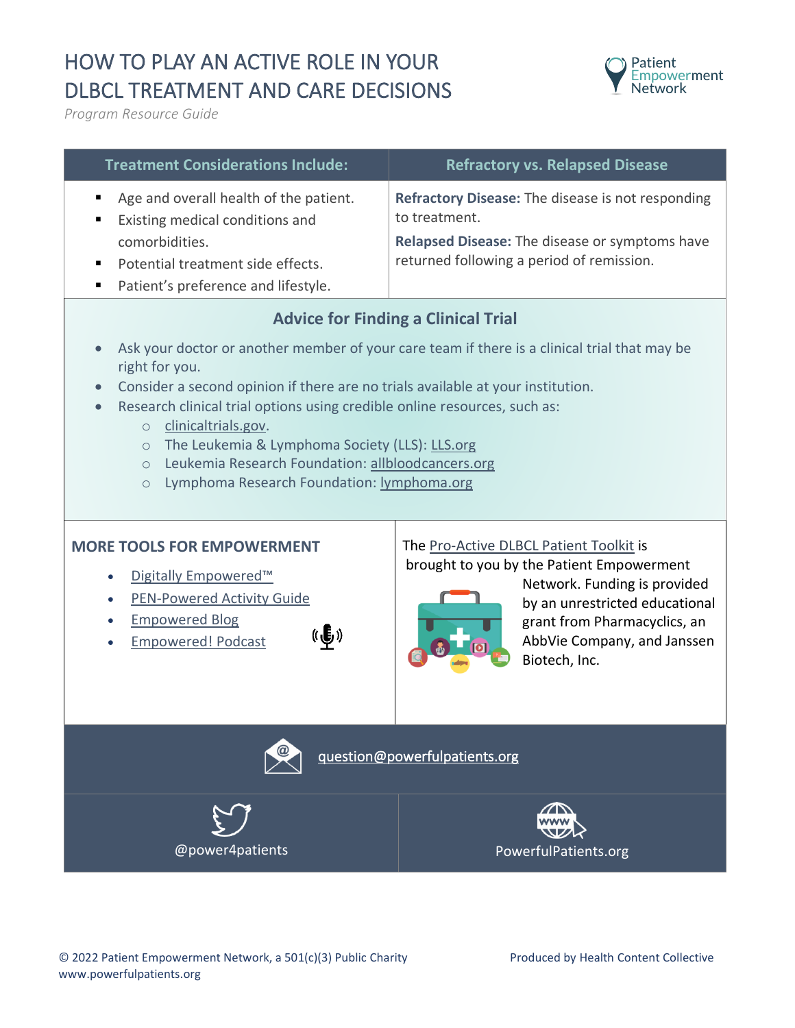# HOW TO PLAY AN ACTIVE ROLE IN YOUR DLBCL TREATMENT AND CARE DECISIONS

*Program Resource Guide*

Patient Empowerment Network

| Treatment Considerations Include: | Refractory vs. Relapsed Disease |
|---|---|
| ▪ Age and overall health of the patient.<br>▪ Existing medical conditions and comorbidities.<br>▪ Potential treatment side effects.<br>▪ Patient's preference and lifestyle. | **Refractory Disease:** The disease is not responding to treatment.<br>**Relapsed Disease:** The disease or symptoms have returned following a period of remission. |

## Advice for Finding a Clinical Trial

- Ask your doctor or another member of your care team if there is a clinical trial that may be right for you.
- Consider a second opinion if there are no trials available at your institution.
- Research clinical trial options using credible online resources, such as:
  - clinicaltrials.gov.
  - The Leukemia & Lymphoma Society (LLS): LLS.org
  - Leukemia Research Foundation: allbloodcancers.org
  - Lymphoma Research Foundation: lymphoma.org

## MORE TOOLS FOR EMPOWERMENT

- Digitally Empowered™
- PEN-Powered Activity Guide
- Empowered Blog
- Empowered! Podcast

The Pro-Active DLBCL Patient Toolkit is brought to you by the Patient Empowerment Network. Funding is provided by an unrestricted educational grant from Pharmacyclics, an AbbVie Company, and Janssen Biotech, Inc.

question@powerfulpatients.org

@power4patients

PowerfulPatients.org

© 2022 Patient Empowerment Network, a 501(c)(3) Public Charity
www.powerfulpatients.org

Produced by Health Content Collective